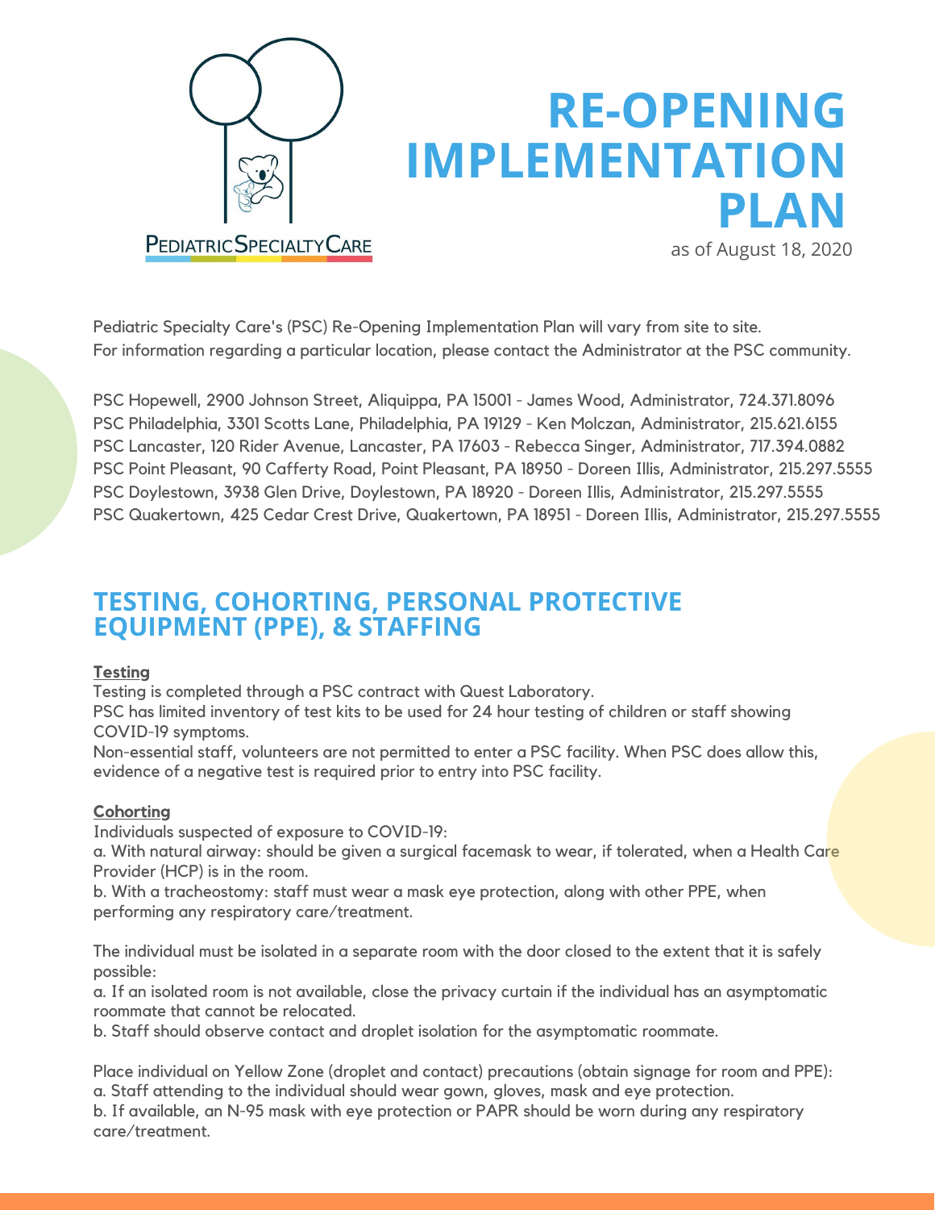PEDIATRIC SPECIALTY CARE

# RE-OPENING IMPLEMENTATION PLAN

as of August 18, 2020

Pediatric Specialty Care's (PSC) Re-Opening Implementation Plan will vary from site to site. For information regarding a particular location, please contact the Administrator at the PSC community.

PSC Hopewell, 2900 Johnson Street, Aliquippa, PA 15001 - James Wood, Administrator, 724.371.8096
PSC Philadelphia, 3301 Scotts Lane, Philadelphia, PA 19129 - Ken Molczan, Administrator, 215.621.6155
PSC Lancaster, 120 Rider Avenue, Lancaster, PA 17603 - Rebecca Singer, Administrator, 717.394.0882
PSC Point Pleasant, 90 Cafferty Road, Point Pleasant, PA 18950 - Doreen Illis, Administrator, 215.297.5555
PSC Doylestown, 3938 Glen Drive, Doylestown, PA 18920 - Doreen Illis, Administrator, 215.297.5555
PSC Quakertown, 425 Cedar Crest Drive, Quakertown, PA 18951 - Doreen Illis, Administrator, 215.297.5555

## TESTING, COHORTING, PERSONAL PROTECTIVE EQUIPMENT (PPE), & STAFFING

### Testing

Testing is completed through a PSC contract with Quest Laboratory.
PSC has limited inventory of test kits to be used for 24 hour testing of children or staff showing COVID-19 symptoms.
Non-essential staff, volunteers are not permitted to enter a PSC facility. When PSC does allow this, evidence of a negative test is required prior to entry into PSC facility.

### Cohorting

Individuals suspected of exposure to COVID-19:
a. With natural airway: should be given a surgical facemask to wear, if tolerated, when a Health Care Provider (HCP) is in the room.
b. With a tracheostomy: staff must wear a mask eye protection, along with other PPE, when performing any respiratory care/treatment.

The individual must be isolated in a separate room with the door closed to the extent that it is safely possible:
a. If an isolated room is not available, close the privacy curtain if the individual has an asymptomatic roommate that cannot be relocated.
b. Staff should observe contact and droplet isolation for the asymptomatic roommate.

Place individual on Yellow Zone (droplet and contact) precautions (obtain signage for room and PPE):
a. Staff attending to the individual should wear gown, gloves, mask and eye protection.
b. If available, an N-95 mask with eye protection or PAPR should be worn during any respiratory care/treatment.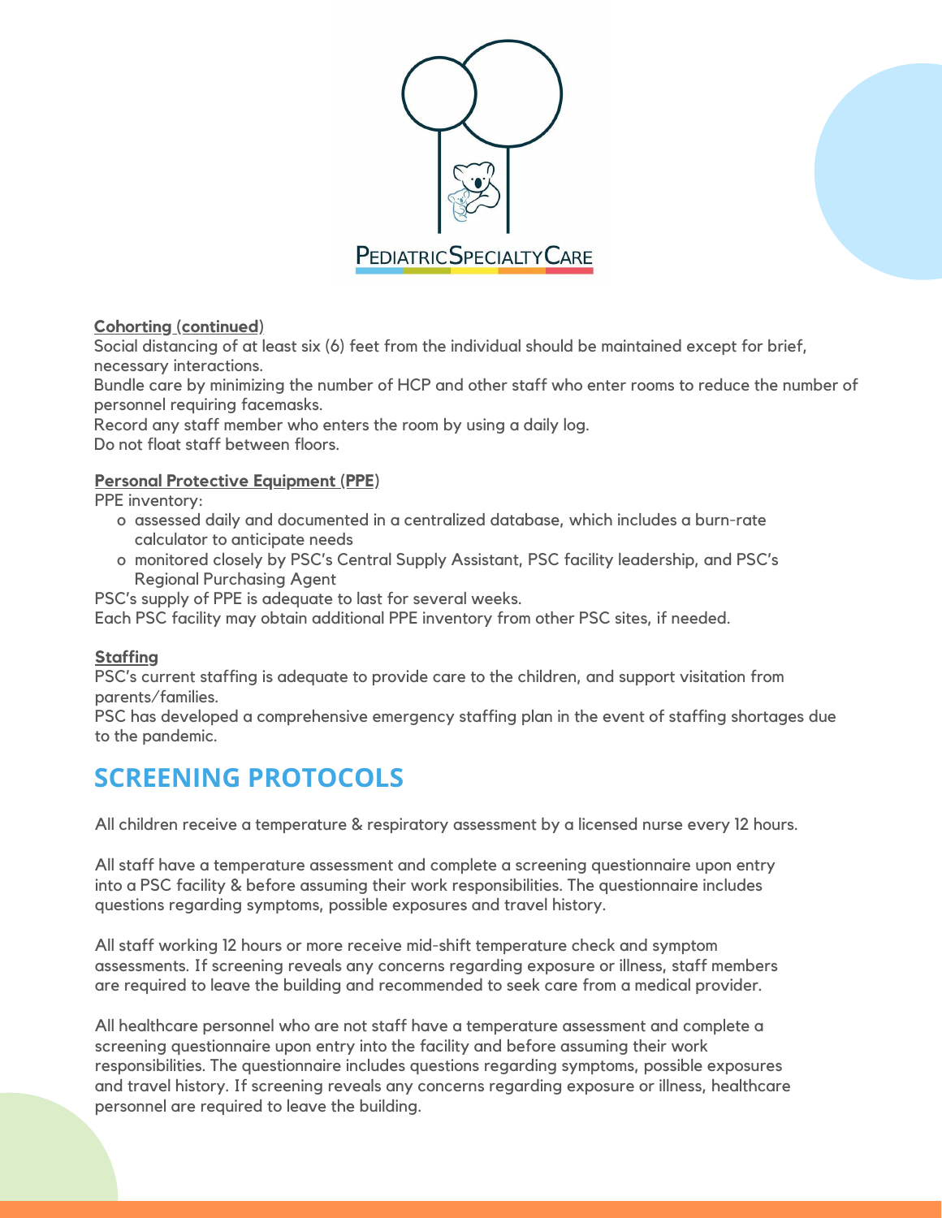**Cohorting (continued)**

Social distancing of at least six (6) feet from the individual should be maintained except for brief, necessary interactions.

Bundle care by minimizing the number of HCP and other staff who enter rooms to reduce the number of personnel requiring facemasks.

Record any staff member who enters the room by using a daily log.

Do not float staff between floors.

**Personal Protective Equipment (PPE)**

PPE inventory:

- assessed daily and documented in a centralized database, which includes a burn-rate calculator to anticipate needs
- monitored closely by PSC's Central Supply Assistant, PSC facility leadership, and PSC's Regional Purchasing Agent

PSC's supply of PPE is adequate to last for several weeks.

Each PSC facility may obtain additional PPE inventory from other PSC sites, if needed.

**Staffing**

PSC's current staffing is adequate to provide care to the children, and support visitation from parents/families.

PSC has developed a comprehensive emergency staffing plan in the event of staffing shortages due to the pandemic.

## SCREENING PROTOCOLS

All children receive a temperature & respiratory assessment by a licensed nurse every 12 hours.

All staff have a temperature assessment and complete a screening questionnaire upon entry into a PSC facility & before assuming their work responsibilities. The questionnaire includes questions regarding symptoms, possible exposures and travel history.

All staff working 12 hours or more receive mid-shift temperature check and symptom assessments. If screening reveals any concerns regarding exposure or illness, staff members are required to leave the building and recommended to seek care from a medical provider.

All healthcare personnel who are not staff have a temperature assessment and complete a screening questionnaire upon entry into the facility and before assuming their work responsibilities. The questionnaire includes questions regarding symptoms, possible exposures and travel history. If screening reveals any concerns regarding exposure or illness, healthcare personnel are required to leave the building.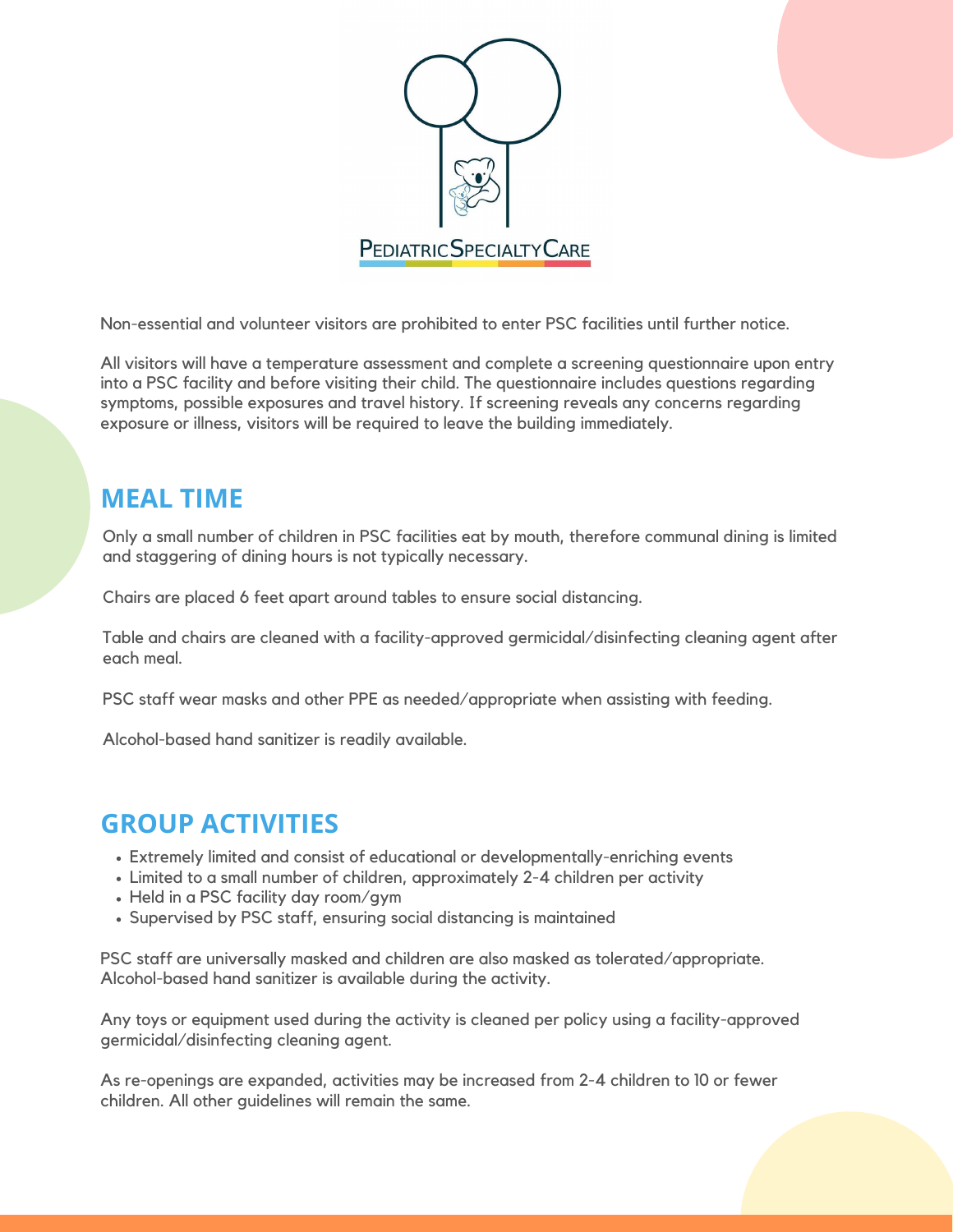Non-essential and volunteer visitors are prohibited to enter PSC facilities until further notice.

All visitors will have a temperature assessment and complete a screening questionnaire upon entry into a PSC facility and before visiting their child. The questionnaire includes questions regarding symptoms, possible exposures and travel history. If screening reveals any concerns regarding exposure or illness, visitors will be required to leave the building immediately.

## MEAL TIME

Only a small number of children in PSC facilities eat by mouth, therefore communal dining is limited and staggering of dining hours is not typically necessary.

Chairs are placed 6 feet apart around tables to ensure social distancing.

Table and chairs are cleaned with a facility-approved germicidal/disinfecting cleaning agent after each meal.

PSC staff wear masks and other PPE as needed/appropriate when assisting with feeding.

Alcohol-based hand sanitizer is readily available.

## GROUP ACTIVITIES

- Extremely limited and consist of educational or developmentally-enriching events
- Limited to a small number of children, approximately 2-4 children per activity
- Held in a PSC facility day room/gym
- Supervised by PSC staff, ensuring social distancing is maintained

PSC staff are universally masked and children are also masked as tolerated/appropriate. Alcohol-based hand sanitizer is available during the activity.

Any toys or equipment used during the activity is cleaned per policy using a facility-approved germicidal/disinfecting cleaning agent.

As re-openings are expanded, activities may be increased from 2-4 children to 10 or fewer children. All other guidelines will remain the same.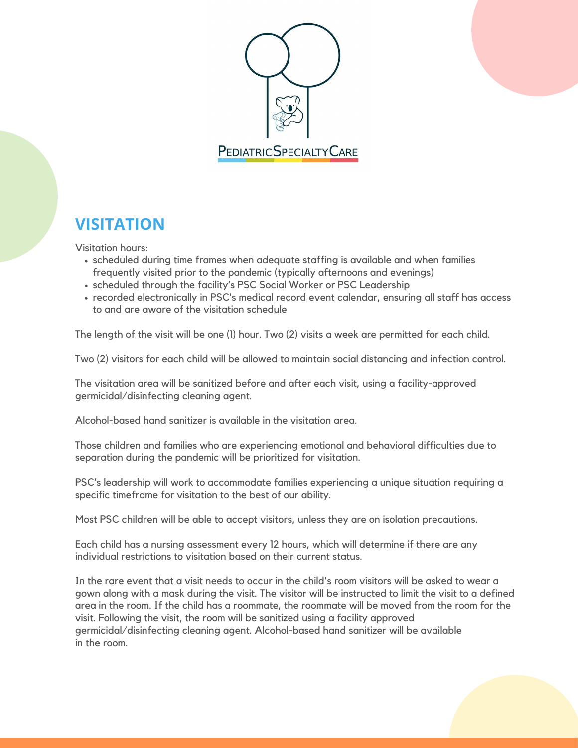PEDIATRIC SPECIALTY CARE

# VISITATION

Visitation hours:

- scheduled during time frames when adequate staffing is available and when families frequently visited prior to the pandemic (typically afternoons and evenings)
- scheduled through the facility's PSC Social Worker or PSC Leadership
- recorded electronically in PSC's medical record event calendar, ensuring all staff has access to and are aware of the visitation schedule

The length of the visit will be one (1) hour. Two (2) visits a week are permitted for each child.

Two (2) visitors for each child will be allowed to maintain social distancing and infection control.

The visitation area will be sanitized before and after each visit, using a facility-approved germicidal/disinfecting cleaning agent.

Alcohol-based hand sanitizer is available in the visitation area.

Those children and families who are experiencing emotional and behavioral difficulties due to separation during the pandemic will be prioritized for visitation.

PSC's leadership will work to accommodate families experiencing a unique situation requiring a specific timeframe for visitation to the best of our ability.

Most PSC children will be able to accept visitors, unless they are on isolation precautions.

Each child has a nursing assessment every 12 hours, which will determine if there are any individual restrictions to visitation based on their current status.

In the rare event that a visit needs to occur in the child's room visitors will be asked to wear a gown along with a mask during the visit. The visitor will be instructed to limit the visit to a defined area in the room. If the child has a roommate, the roommate will be moved from the room for the visit. Following the visit, the room will be sanitized using a facility approved germicidal/disinfecting cleaning agent. Alcohol-based hand sanitizer will be available in the room.